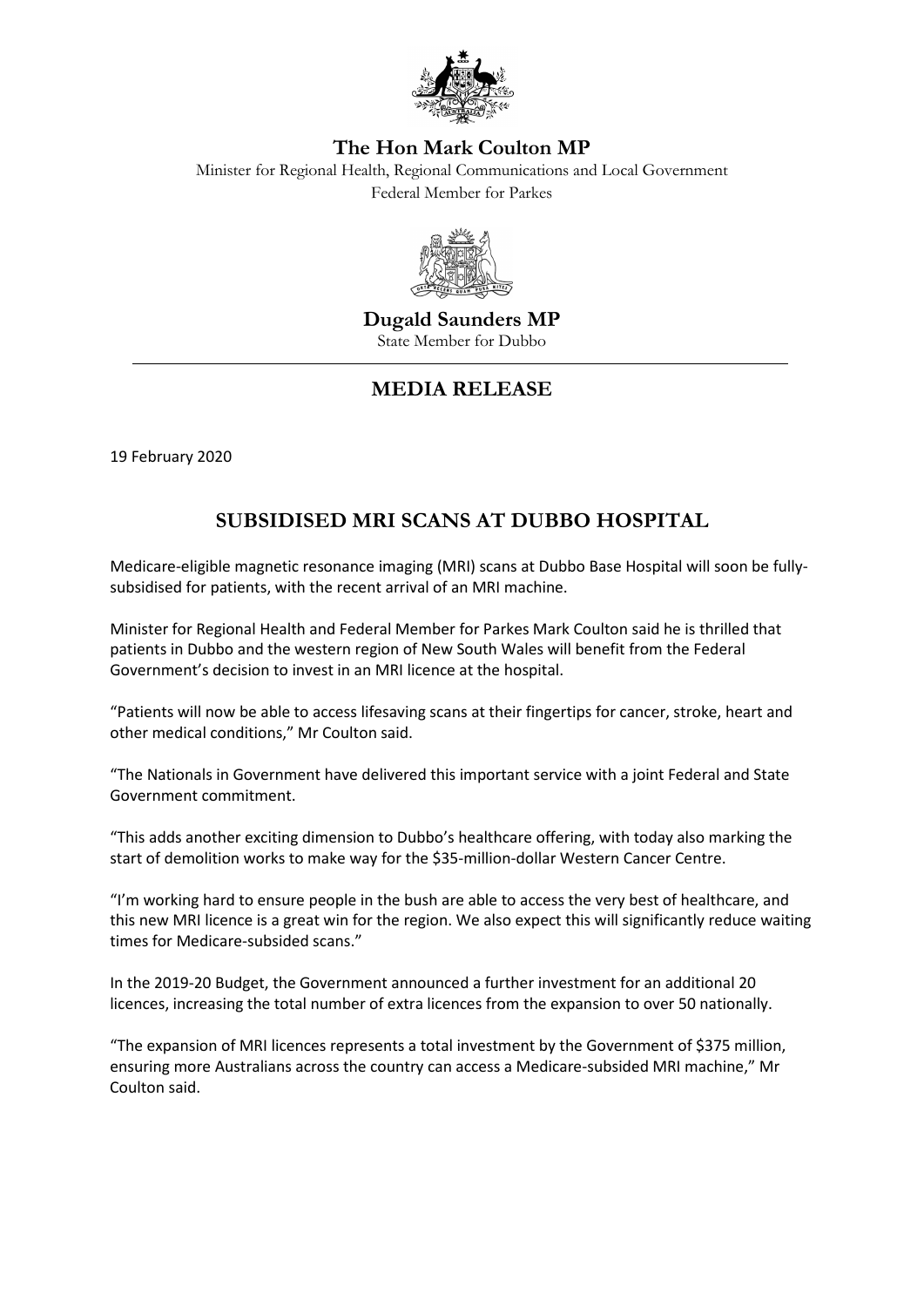**The Hon Mark Coulton MP**

Minister for Regional Health, Regional Communications and Local Government

Federal Member for Parkes

**Dugald Saunders MP**

State Member for Dubbo

## MEDIA RELEASE

19 February 2020

# SUBSIDISED MRI SCANS AT DUBBO HOSPITAL

Medicare-eligible magnetic resonance imaging (MRI) scans at Dubbo Base Hospital will soon be fully-subsidised for patients, with the recent arrival of an MRI machine.

Minister for Regional Health and Federal Member for Parkes Mark Coulton said he is thrilled that patients in Dubbo and the western region of New South Wales will benefit from the Federal Government's decision to invest in an MRI licence at the hospital.

"Patients will now be able to access lifesaving scans at their fingertips for cancer, stroke, heart and other medical conditions," Mr Coulton said.

"The Nationals in Government have delivered this important service with a joint Federal and State Government commitment.

"This adds another exciting dimension to Dubbo's healthcare offering, with today also marking the start of demolition works to make way for the $35-million-dollar Western Cancer Centre.

"I'm working hard to ensure people in the bush are able to access the very best of healthcare, and this new MRI licence is a great win for the region. We also expect this will significantly reduce waiting times for Medicare-subsided scans."

In the 2019-20 Budget, the Government announced a further investment for an additional 20 licences, increasing the total number of extra licences from the expansion to over 50 nationally.

"The expansion of MRI licences represents a total investment by the Government of $375 million, ensuring more Australians across the country can access a Medicare-subsided MRI machine," Mr Coulton said.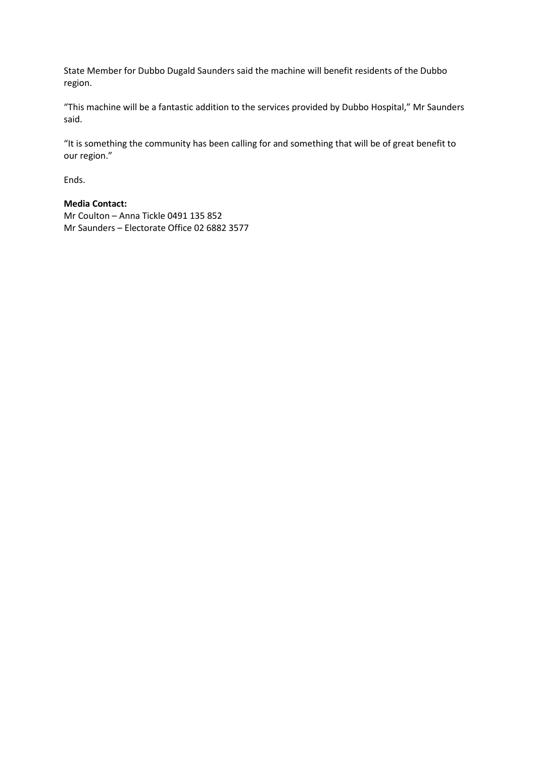State Member for Dubbo Dugald Saunders said the machine will benefit residents of the Dubbo region.

"This machine will be a fantastic addition to the services provided by Dubbo Hospital," Mr Saunders said.

"It is something the community has been calling for and something that will be of great benefit to our region."

Ends.

**Media Contact:**
Mr Coulton – Anna Tickle 0491 135 852
Mr Saunders – Electorate Office 02 6882 3577